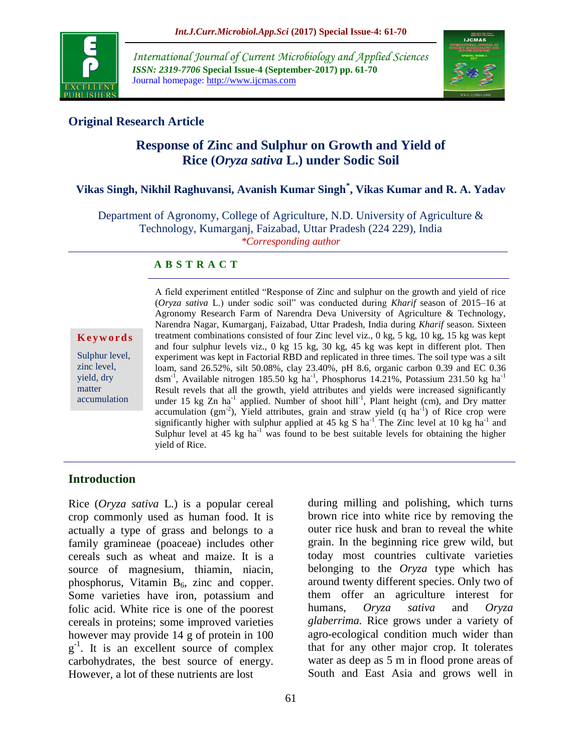International Journal of Current Microbiology and Applied Sciences
*ISSN: 2319-7706* **Special Issue-4 (September-2017) pp. 61-70**
Journal homepage: http://www.ijcmas.com

## Original Research Article

# Response of Zinc and Sulphur on Growth and Yield of Rice (*Oryza sativa* L.) under Sodic Soil

**Vikas Singh, Nikhil Raghuvansi, Avanish Kumar Singh*, Vikas Kumar and R. A. Yadav**

Department of Agronomy, College of Agriculture, N.D. University of Agriculture & Technology, Kumarganj, Faizabad, Uttar Pradesh (224 229), India

*\*Corresponding author*

**A B S T R A C T**

**Keywords**

Sulphur level, zinc level, yield, dry matter accumulation

A field experiment entitled "Response of Zinc and sulphur on the growth and yield of rice (*Oryza sativa* L.) under sodic soil" was conducted during *Kharif* season of 2015–16 at Agronomy Research Farm of Narendra Deva University of Agriculture & Technology, Narendra Nagar, Kumarganj, Faizabad, Uttar Pradesh, India during *Kharif* season. Sixteen treatment combinations consisted of four Zinc level viz., 0 kg, 5 kg, 10 kg, 15 kg was kept and four sulphur levels viz., 0 kg 15 kg, 30 kg, 45 kg was kept in different plot. Then experiment was kept in Factorial RBD and replicated in three times. The soil type was a silt loam, sand 26.52%, silt 50.08%, clay 23.40%, pH 8.6, organic carbon 0.39 and EC 0.36 dsm$^{-1}$, Available nitrogen 185.50 kg ha$^{-1}$, Phosphorus 14.21%, Potassium 231.50 kg ha$^{-1}$ Result revels that all the growth, yield attributes and yields were increased significantly under 15 kg Zn ha$^{-1}$ applied. Number of shoot hill$^{-1}$, Plant height (cm), and Dry matter accumulation (gm$^{-2}$), Yield attributes, grain and straw yield (q ha$^{-1}$) of Rice crop were significantly higher with sulphur applied at 45 kg S ha$^{-1}$. The Zinc level at 10 kg ha$^{-1}$ and Sulphur level at 45 kg ha$^{-1}$ was found to be best suitable levels for obtaining the higher yield of Rice.

## Introduction

Rice (*Oryza sativa* L.) is a popular cereal crop commonly used as human food. It is actually a type of grass and belongs to a family gramineae (poaceae) includes other cereals such as wheat and maize. It is a source of magnesium, thiamin, niacin, phosphorus, Vitamin $B_6$, zinc and copper. Some varieties have iron, potassium and folic acid. White rice is one of the poorest cereals in proteins; some improved varieties however may provide 14 g of protein in 100 g$^{-1}$. It is an excellent source of complex carbohydrates, the best source of energy. However, a lot of these nutrients are lost during milling and polishing, which turns brown rice into white rice by removing the outer rice husk and bran to reveal the white grain. In the beginning rice grew wild, but today most countries cultivate varieties belonging to the *Oryza* type which has around twenty different species. Only two of them offer an agriculture interest for humans, *Oryza sativa* and *Oryza glaberrima.* Rice grows under a variety of agro-ecological condition much wider than that for any other major crop. It tolerates water as deep as 5 m in flood prone areas of South and East Asia and grows well in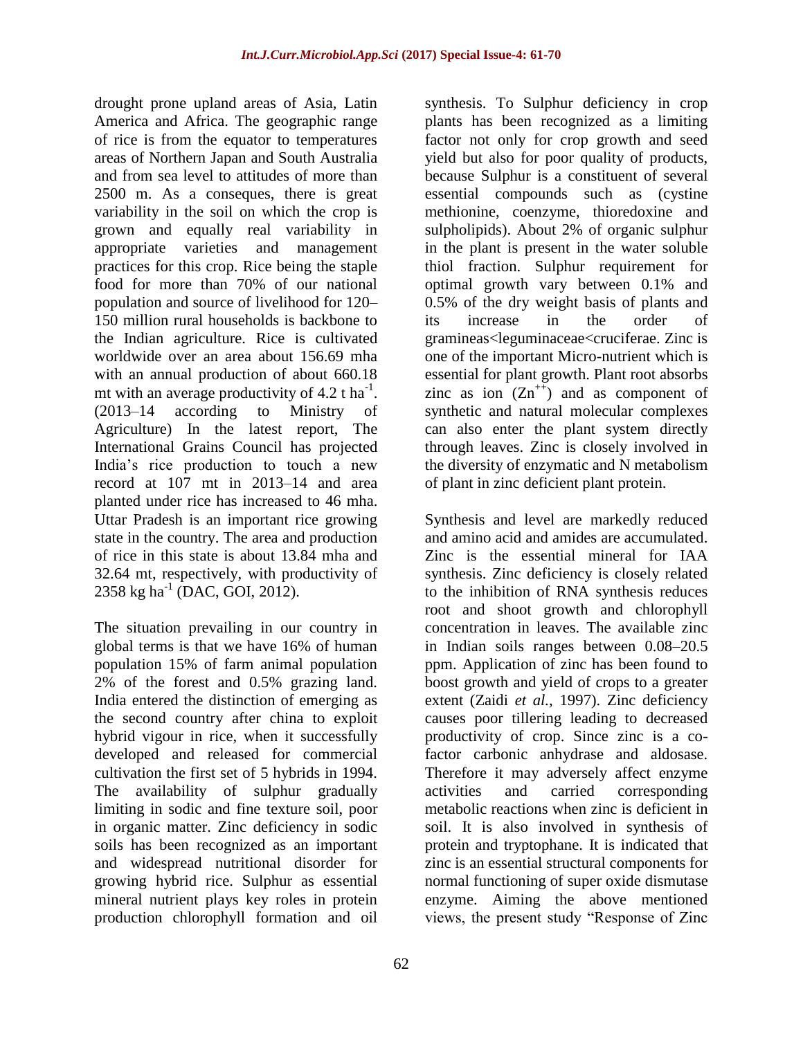drought prone upland areas of Asia, Latin America and Africa. The geographic range of rice is from the equator to temperatures areas of Northern Japan and South Australia and from sea level to attitudes of more than 2500 m. As a conseques, there is great variability in the soil on which the crop is grown and equally real variability in appropriate varieties and management practices for this crop. Rice being the staple food for more than 70% of our national population and source of livelihood for 120–150 million rural households is backbone to the Indian agriculture. Rice is cultivated worldwide over an area about 156.69 mha with an annual production of about 660.18 mt with an average productivity of 4.2 t $ha^{-1}$. (2013–14 according to Ministry of Agriculture) In the latest report, The International Grains Council has projected India's rice production to touch a new record at 107 mt in 2013–14 and area planted under rice has increased to 46 mha. Uttar Pradesh is an important rice growing state in the country. The area and production of rice in this state is about 13.84 mha and 32.64 mt, respectively, with productivity of 2358 kg $ha^{-1}$ (DAC, GOI, 2012).

The situation prevailing in our country in global terms is that we have 16% of human population 15% of farm animal population 2% of the forest and 0.5% grazing land. India entered the distinction of emerging as the second country after china to exploit hybrid vigour in rice, when it successfully developed and released for commercial cultivation the first set of 5 hybrids in 1994. The availability of sulphur gradually limiting in sodic and fine texture soil, poor in organic matter. Zinc deficiency in sodic soils has been recognized as an important and widespread nutritional disorder for growing hybrid rice. Sulphur as essential mineral nutrient plays key roles in protein production chlorophyll formation and oil synthesis. To Sulphur deficiency in crop plants has been recognized as a limiting factor not only for crop growth and seed yield but also for poor quality of products, because Sulphur is a constituent of several essential compounds such as (cystine methionine, coenzyme, thioredoxine and sulpholipids). About 2% of organic sulphur in the plant is present in the water soluble thiol fraction. Sulphur requirement for optimal growth vary between 0.1% and 0.5% of the dry weight basis of plants and its increase in the order of gramineas<leguminaceae<cruciferae. Zinc is one of the important Micro-nutrient which is essential for plant growth. Plant root absorbs zinc as ion ($Zn^{++}$) and as component of synthetic and natural molecular complexes can also enter the plant system directly through leaves. Zinc is closely involved in the diversity of enzymatic and N metabolism of plant in zinc deficient plant protein.

Synthesis and level are markedly reduced and amino acid and amides are accumulated. Zinc is the essential mineral for IAA synthesis. Zinc deficiency is closely related to the inhibition of RNA synthesis reduces root and shoot growth and chlorophyll concentration in leaves. The available zinc in Indian soils ranges between 0.08–20.5 ppm. Application of zinc has been found to boost growth and yield of crops to a greater extent (Zaidi *et al.,* 1997). Zinc deficiency causes poor tillering leading to decreased productivity of crop. Since zinc is a co-factor carbonic anhydrase and aldosase. Therefore it may adversely affect enzyme activities and carried corresponding metabolic reactions when zinc is deficient in soil. It is also involved in synthesis of protein and tryptophane. It is indicated that zinc is an essential structural components for normal functioning of super oxide dismutase enzyme. Aiming the above mentioned views, the present study "Response of Zinc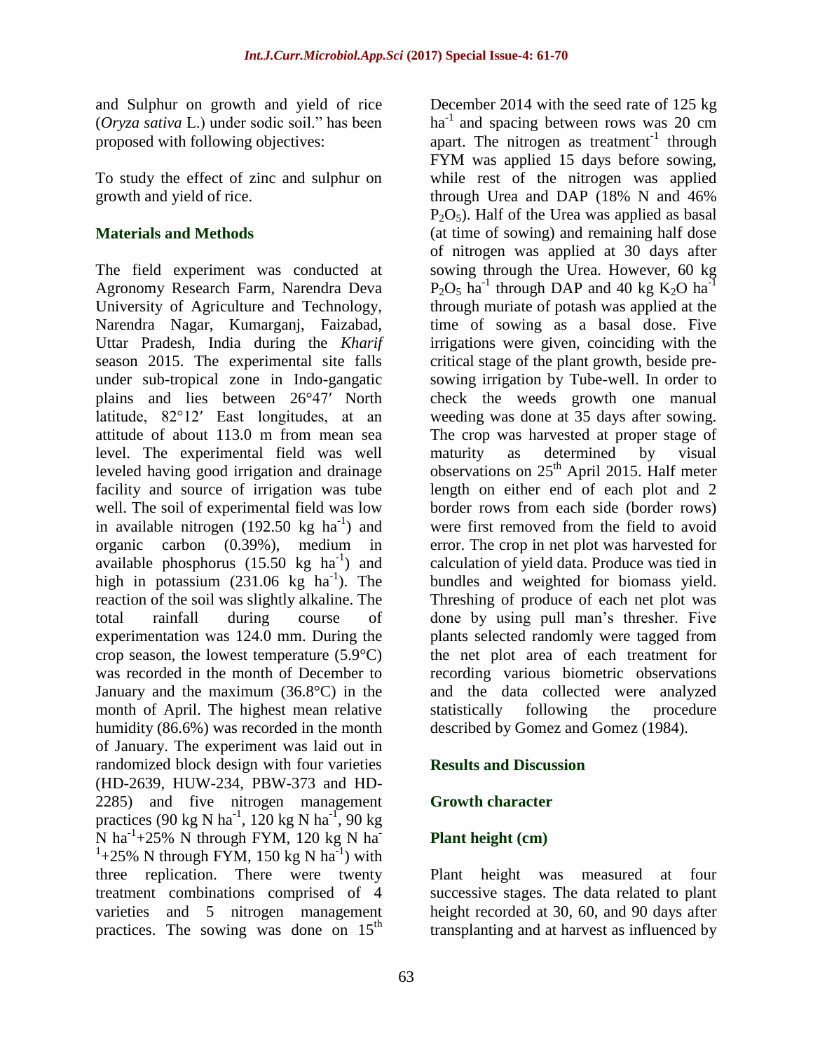and Sulphur on growth and yield of rice (*Oryza sativa* L.) under sodic soil." has been proposed with following objectives:

To study the effect of zinc and sulphur on growth and yield of rice.

## Materials and Methods

The field experiment was conducted at Agronomy Research Farm, Narendra Deva University of Agriculture and Technology, Narendra Nagar, Kumarganj, Faizabad, Uttar Pradesh, India during the *Kharif* season 2015. The experimental site falls under sub-tropical zone in Indo-gangatic plains and lies between 26°47′ North latitude, 82°12′ East longitudes, at an attitude of about 113.0 m from mean sea level. The experimental field was well leveled having good irrigation and drainage facility and source of irrigation was tube well. The soil of experimental field was low in available nitrogen (192.50 kg $ha^{-1}$) and organic carbon (0.39%), medium in available phosphorus (15.50 kg $ha^{-1}$) and high in potassium (231.06 kg $ha^{-1}$). The reaction of the soil was slightly alkaline. The total rainfall during course of experimentation was 124.0 mm. During the crop season, the lowest temperature (5.9°C) was recorded in the month of December to January and the maximum (36.8°C) in the month of April. The highest mean relative humidity (86.6%) was recorded in the month of January. The experiment was laid out in randomized block design with four varieties (HD-2639, HUW-234, PBW-373 and HD-2285) and five nitrogen management practices (90 kg N $ha^{-1}$, 120 kg N $ha^{-1}$, 90 kg N $ha^{-1}$+25% N through FYM, 120 kg N $ha^{-1}$+25% N through FYM, 150 kg N $ha^{-1}$) with three replication. There were twenty treatment combinations comprised of 4 varieties and 5 nitrogen management practices. The sowing was done on 15[th] December 2014 with the seed rate of 125 kg $ha^{-1}$ and spacing between rows was 20 cm apart. The nitrogen as $treatment^{-1}$ through FYM was applied 15 days before sowing, while rest of the nitrogen was applied through Urea and DAP (18% N and 46% $P_2O_5$). Half of the Urea was applied as basal (at time of sowing) and remaining half dose of nitrogen was applied at 30 days after sowing through the Urea. However, 60 kg $P_2O_5$ $ha^{-1}$ through DAP and 40 kg $K_2O$ $ha^{-1}$ through muriate of potash was applied at the time of sowing as a basal dose. Five irrigations were given, coinciding with the critical stage of the plant growth, beside pre-sowing irrigation by Tube-well. In order to check the weeds growth one manual weeding was done at 35 days after sowing. The crop was harvested at proper stage of maturity as determined by visual observations on 25[th] April 2015. Half meter length on either end of each plot and 2 border rows from each side (border rows) were first removed from the field to avoid error. The crop in net plot was harvested for calculation of yield data. Produce was tied in bundles and weighted for biomass yield. Threshing of produce of each net plot was done by using pull man's thresher. Five plants selected randomly were tagged from the net plot area of each treatment for recording various biometric observations and the data collected were analyzed statistically following the procedure described by Gomez and Gomez (1984).

## Results and Discussion

### Growth character

### Plant height (cm)

Plant height was measured at four successive stages. The data related to plant height recorded at 30, 60, and 90 days after transplanting and at harvest as influenced by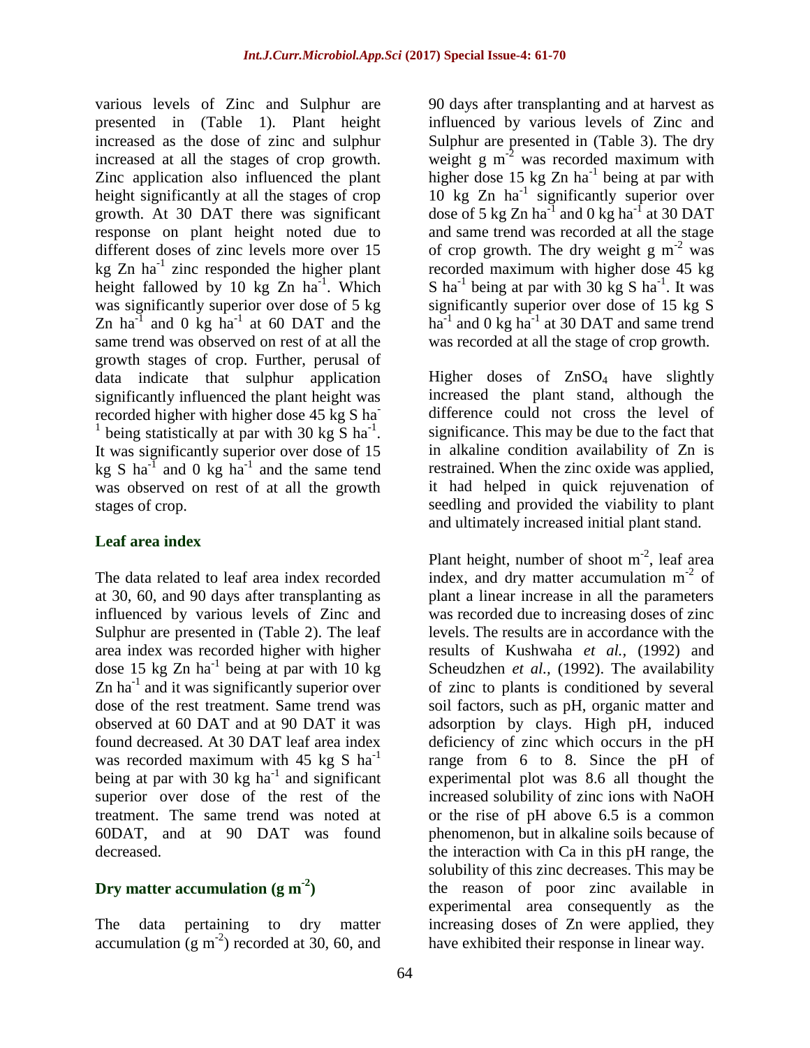various levels of Zinc and Sulphur are presented in (Table 1). Plant height increased as the dose of zinc and sulphur increased at all the stages of crop growth. Zinc application also influenced the plant height significantly at all the stages of crop growth. At 30 DAT there was significant response on plant height noted due to different doses of zinc levels more over 15 kg Zn ha$^{-1}$ zinc responded the higher plant height fallowed by 10 kg Zn ha$^{-1}$. Which was significantly superior over dose of 5 kg Zn ha$^{-1}$ and 0 kg ha$^{-1}$ at 60 DAT and the same trend was observed on rest of at all the growth stages of crop. Further, perusal of data indicate that sulphur application significantly influenced the plant height was recorded higher with higher dose 45 kg S ha$^{-1}$ being statistically at par with 30 kg S ha$^{-1}$. It was significantly superior over dose of 15 kg S ha$^{-1}$ and 0 kg ha$^{-1}$ and the same tend was observed on rest of at all the growth stages of crop.

## Leaf area index

The data related to leaf area index recorded at 30, 60, and 90 days after transplanting as influenced by various levels of Zinc and Sulphur are presented in (Table 2). The leaf area index was recorded higher with higher dose 15 kg Zn ha$^{-1}$ being at par with 10 kg Zn ha$^{-1}$ and it was significantly superior over dose of the rest treatment. Same trend was observed at 60 DAT and at 90 DAT it was found decreased. At 30 DAT leaf area index was recorded maximum with 45 kg S ha$^{-1}$ being at par with 30 kg ha$^{-1}$ and significant superior over dose of the rest of the treatment. The same trend was noted at 60DAT, and at 90 DAT was found decreased.

## Dry matter accumulation (g m$^{-2}$)

The data pertaining to dry matter accumulation (g m$^{-2}$) recorded at 30, 60, and 90 days after transplanting and at harvest as influenced by various levels of Zinc and Sulphur are presented in (Table 3). The dry weight g m$^{-2}$ was recorded maximum with higher dose 15 kg Zn ha$^{-1}$ being at par with 10 kg Zn ha$^{-1}$ significantly superior over dose of 5 kg Zn ha$^{-1}$ and 0 kg ha$^{-1}$ at 30 DAT and same trend was recorded at all the stage of crop growth. The dry weight g m$^{-2}$ was recorded maximum with higher dose 45 kg S ha$^{-1}$ being at par with 30 kg S ha$^{-1}$. It was significantly superior over dose of 15 kg S ha$^{-1}$ and 0 kg ha$^{-1}$ at 30 DAT and same trend was recorded at all the stage of crop growth.

Higher doses of $ZnSO_4$ have slightly increased the plant stand, although the difference could not cross the level of significance. This may be due to the fact that in alkaline condition availability of Zn is restrained. When the zinc oxide was applied, it had helped in quick rejuvenation of seedling and provided the viability to plant and ultimately increased initial plant stand.

Plant height, number of shoot m$^{-2}$, leaf area index, and dry matter accumulation m$^{-2}$ of plant a linear increase in all the parameters was recorded due to increasing doses of zinc levels. The results are in accordance with the results of Kushwaha *et al.*, (1992) and Scheudzhen *et al.*, (1992). The availability of zinc to plants is conditioned by several soil factors, such as pH, organic matter and adsorption by clays. High pH, induced deficiency of zinc which occurs in the pH range from 6 to 8. Since the pH of experimental plot was 8.6 all thought the increased solubility of zinc ions with NaOH or the rise of pH above 6.5 is a common phenomenon, but in alkaline soils because of the interaction with Ca in this pH range, the solubility of this zinc decreases. This may be the reason of poor zinc available in experimental area consequently as the increasing doses of Zn were applied, they have exhibited their response in linear way.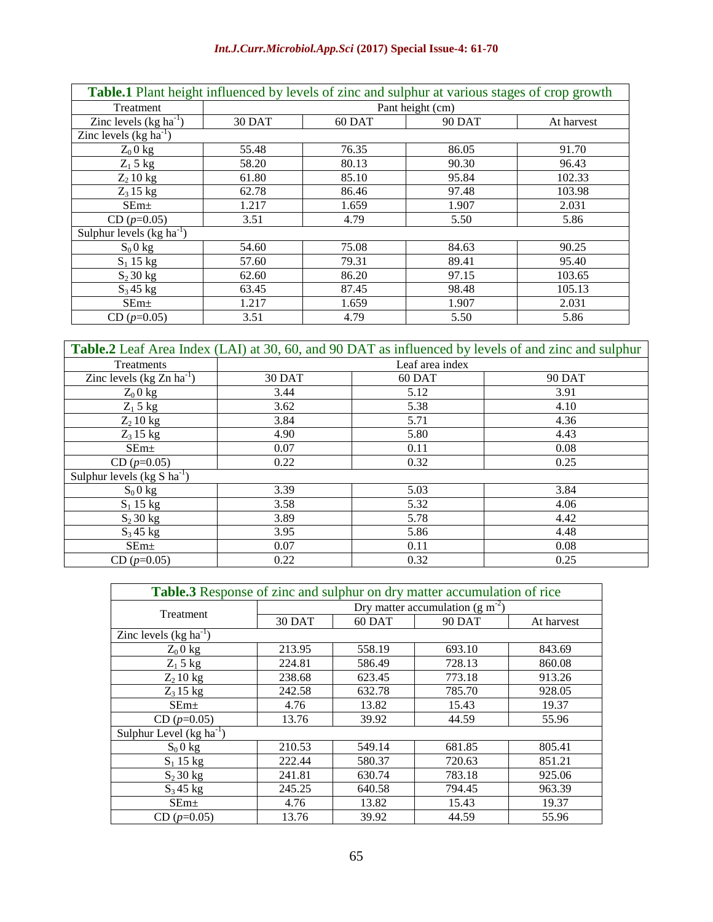**Table.1** Plant height influenced by levels of zinc and sulphur at various stages of crop growth

| Treatment | Pant height (cm) | | | |
|---|---|---|---|---|
| Zinc levels (kg ha$^{-1}$) | 30 DAT | 60 DAT | 90 DAT | At harvest |
| Zinc levels (kg ha$^{-1}$) | | | | |
| $Z_0$ 0 kg | 55.48 | 76.35 | 86.05 | 91.70 |
| $Z_1$ 5 kg | 58.20 | 80.13 | 90.30 | 96.43 |
| $Z_2$ 10 kg | 61.80 | 85.10 | 95.84 | 102.33 |
| $Z_3$ 15 kg | 62.78 | 86.46 | 97.48 | 103.98 |
| SEm± | 1.217 | 1.659 | 1.907 | 2.031 |
| CD ($p$=0.05) | 3.51 | 4.79 | 5.50 | 5.86 |
| Sulphur levels (kg ha$^{-1}$) | | | | |
| $S_0$ 0 kg | 54.60 | 75.08 | 84.63 | 90.25 |
| $S_1$ 15 kg | 57.60 | 79.31 | 89.41 | 95.40 |
| $S_2$ 30 kg | 62.60 | 86.20 | 97.15 | 103.65 |
| $S_3$ 45 kg | 63.45 | 87.45 | 98.48 | 105.13 |
| SEm± | 1.217 | 1.659 | 1.907 | 2.031 |
| CD ($p$=0.05) | 3.51 | 4.79 | 5.50 | 5.86 |

**Table.2** Leaf Area Index (LAI) at 30, 60, and 90 DAT as influenced by levels of and zinc and sulphur

| Treatments | Leaf area index | | |
|---|---|---|---|
| Zinc levels (kg Zn ha$^{-1}$) | 30 DAT | 60 DAT | 90 DAT |
| $Z_0$ 0 kg | 3.44 | 5.12 | 3.91 |
| $Z_1$ 5 kg | 3.62 | 5.38 | 4.10 |
| $Z_2$ 10 kg | 3.84 | 5.71 | 4.36 |
| $Z_3$ 15 kg | 4.90 | 5.80 | 4.43 |
| SEm± | 0.07 | 0.11 | 0.08 |
| CD ($p$=0.05) | 0.22 | 0.32 | 0.25 |
| Sulphur levels (kg S ha$^{-1}$) | | | |
| $S_0$ 0 kg | 3.39 | 5.03 | 3.84 |
| $S_1$ 15 kg | 3.58 | 5.32 | 4.06 |
| $S_2$ 30 kg | 3.89 | 5.78 | 4.42 |
| $S_3$ 45 kg | 3.95 | 5.86 | 4.48 |
| SEm± | 0.07 | 0.11 | 0.08 |
| CD ($p$=0.05) | 0.22 | 0.32 | 0.25 |

**Table.3** Response of zinc and sulphur on dry matter accumulation of rice

| Treatment | Dry matter accumulation (g m$^{-2}$) | | | |
|---|---|---|---|---|
| | 30 DAT | 60 DAT | 90 DAT | At harvest |
| Zinc levels (kg ha$^{-1}$) | | | | |
| $Z_0$ 0 kg | 213.95 | 558.19 | 693.10 | 843.69 |
| $Z_1$ 5 kg | 224.81 | 586.49 | 728.13 | 860.08 |
| $Z_2$ 10 kg | 238.68 | 623.45 | 773.18 | 913.26 |
| $Z_3$ 15 kg | 242.58 | 632.78 | 785.70 | 928.05 |
| SEm± | 4.76 | 13.82 | 15.43 | 19.37 |
| CD ($p$=0.05) | 13.76 | 39.92 | 44.59 | 55.96 |
| Sulphur Level (kg ha$^{-1}$) | | | | |
| $S_0$ 0 kg | 210.53 | 549.14 | 681.85 | 805.41 |
| $S_1$ 15 kg | 222.44 | 580.37 | 720.63 | 851.21 |
| $S_2$ 30 kg | 241.81 | 630.74 | 783.18 | 925.06 |
| $S_3$ 45 kg | 245.25 | 640.58 | 794.45 | 963.39 |
| SEm± | 4.76 | 13.82 | 15.43 | 19.37 |
| CD ($p$=0.05) | 13.76 | 39.92 | 44.59 | 55.96 |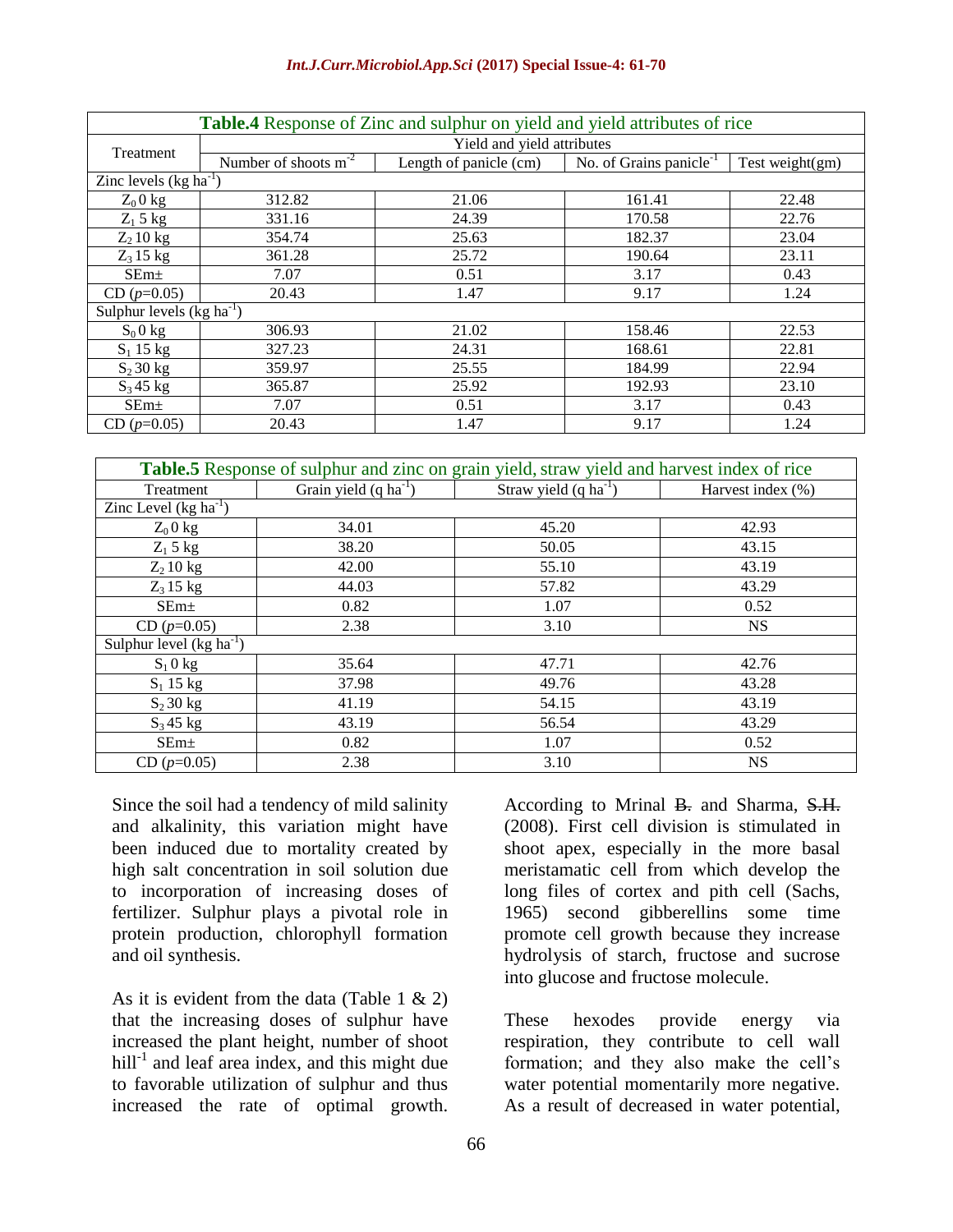**Table.4** Response of Zinc and sulphur on yield and yield attributes of rice

| Treatment | Yield and yield attributes | | | |
|---|---|---|---|---|
| | Number of shoots $m^{-2}$ | Length of panicle (cm) | No. of Grains $panicle^{-1}$ | Test weight(gm) |
| Zinc levels (kg $ha^{-1}$) | | | | |
| $Z_0$ 0 kg | 312.82 | 21.06 | 161.41 | 22.48 |
| $Z_1$ 5 kg | 331.16 | 24.39 | 170.58 | 22.76 |
| $Z_2$ 10 kg | 354.74 | 25.63 | 182.37 | 23.04 |
| $Z_3$ 15 kg | 361.28 | 25.72 | 190.64 | 23.11 |
| SEm± | 7.07 | 0.51 | 3.17 | 0.43 |
| CD ($p$=0.05) | 20.43 | 1.47 | 9.17 | 1.24 |
| Sulphur levels (kg $ha^{-1}$) | | | | |
| $S_0$ 0 kg | 306.93 | 21.02 | 158.46 | 22.53 |
| $S_1$ 15 kg | 327.23 | 24.31 | 168.61 | 22.81 |
| $S_2$ 30 kg | 359.97 | 25.55 | 184.99 | 22.94 |
| $S_3$ 45 kg | 365.87 | 25.92 | 192.93 | 23.10 |
| SEm± | 7.07 | 0.51 | 3.17 | 0.43 |
| CD ($p$=0.05) | 20.43 | 1.47 | 9.17 | 1.24 |

**Table.5** Response of sulphur and zinc on grain yield, straw yield and harvest index of rice

| Treatment | Grain yield (q $ha^{-1}$) | Straw yield (q $ha^{-1}$) | Harvest index (%) |
|---|---|---|---|
| Zinc Level (kg $ha^{-1}$) | | | |
| $Z_0$ 0 kg | 34.01 | 45.20 | 42.93 |
| $Z_1$ 5 kg | 38.20 | 50.05 | 43.15 |
| $Z_2$ 10 kg | 42.00 | 55.10 | 43.19 |
| $Z_3$ 15 kg | 44.03 | 57.82 | 43.29 |
| SEm± | 0.82 | 1.07 | 0.52 |
| CD ($p$=0.05) | 2.38 | 3.10 | NS |
| Sulphur level (kg $ha^{-1}$) | | | |
| $S_1$ 0 kg | 35.64 | 47.71 | 42.76 |
| $S_1$ 15 kg | 37.98 | 49.76 | 43.28 |
| $S_2$ 30 kg | 41.19 | 54.15 | 43.19 |
| $S_3$ 45 kg | 43.19 | 56.54 | 43.29 |
| SEm± | 0.82 | 1.07 | 0.52 |
| CD ($p$=0.05) | 2.38 | 3.10 | NS |

Since the soil had a tendency of mild salinity and alkalinity, this variation might have been induced due to mortality created by high salt concentration in soil solution due to incorporation of increasing doses of fertilizer. Sulphur plays a pivotal role in protein production, chlorophyll formation and oil synthesis.

As it is evident from the data (Table 1 & 2) that the increasing doses of sulphur have increased the plant height, number of shoot $hill^{-1}$ and leaf area index, and this might due to favorable utilization of sulphur and thus increased the rate of optimal growth. According to Mrinal ~~B.~~ and Sharma, ~~S.H.~~ (2008). First cell division is stimulated in shoot apex, especially in the more basal meristamatic cell from which develop the long files of cortex and pith cell (Sachs, 1965) second gibberellins some time promote cell growth because they increase hydrolysis of starch, fructose and sucrose into glucose and fructose molecule.

These hexodes provide energy via respiration, they contribute to cell wall formation; and they also make the cell's water potential momentarily more negative. As a result of decreased in water potential,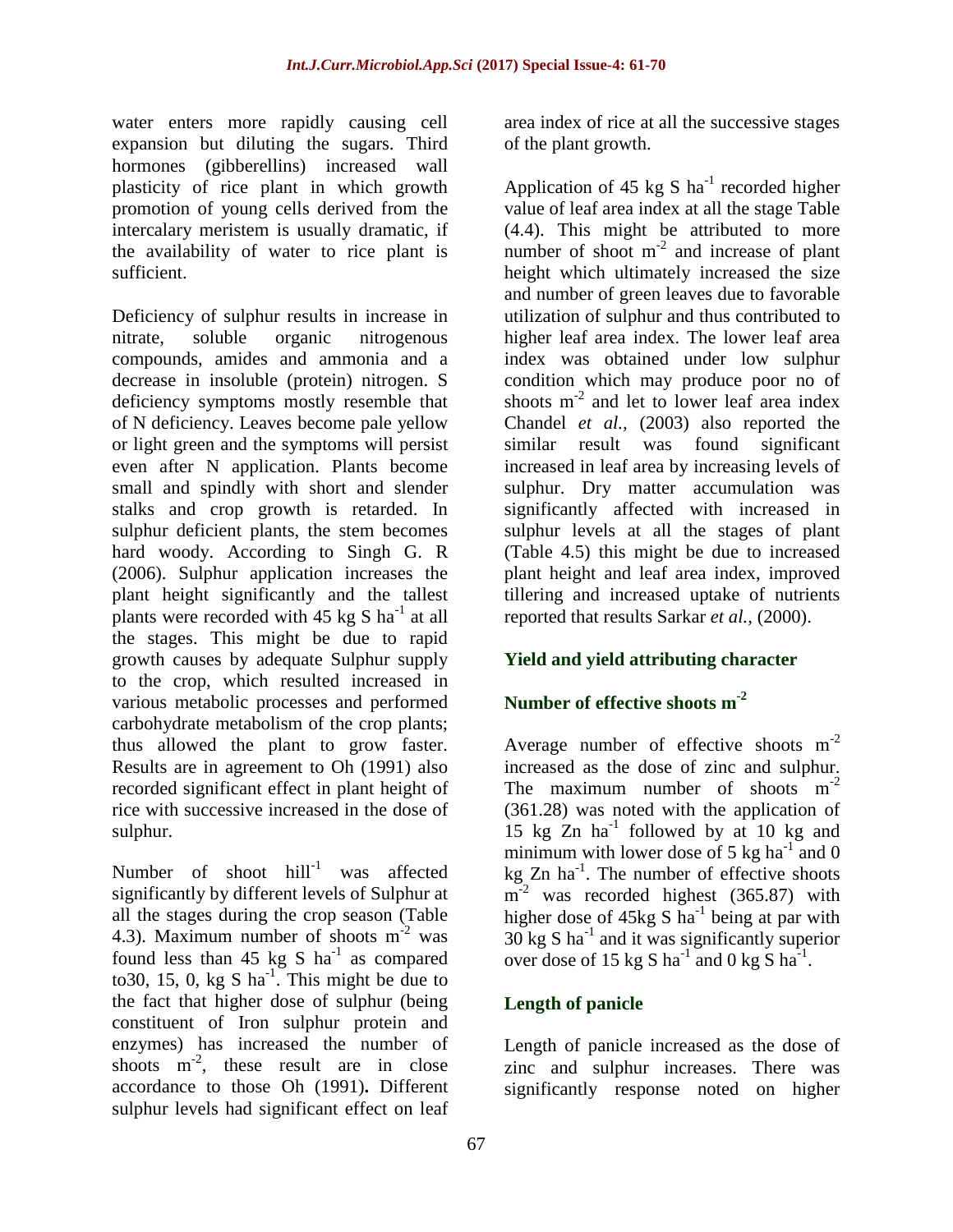water enters more rapidly causing cell expansion but diluting the sugars. Third hormones (gibberellins) increased wall plasticity of rice plant in which growth promotion of young cells derived from the intercalary meristem is usually dramatic, if the availability of water to rice plant is sufficient.

Deficiency of sulphur results in increase in nitrate, soluble organic nitrogenous compounds, amides and ammonia and a decrease in insoluble (protein) nitrogen. S deficiency symptoms mostly resemble that of N deficiency. Leaves become pale yellow or light green and the symptoms will persist even after N application. Plants become small and spindly with short and slender stalks and crop growth is retarded. In sulphur deficient plants, the stem becomes hard woody. According to Singh G. R (2006). Sulphur application increases the plant height significantly and the tallest plants were recorded with 45 kg S ha$^{-1}$ at all the stages. This might be due to rapid growth causes by adequate Sulphur supply to the crop, which resulted increased in various metabolic processes and performed carbohydrate metabolism of the crop plants; thus allowed the plant to grow faster. Results are in agreement to Oh (1991) also recorded significant effect in plant height of rice with successive increased in the dose of sulphur.

Number of shoot hill$^{-1}$ was affected significantly by different levels of Sulphur at all the stages during the crop season (Table 4.3). Maximum number of shoots m$^{-2}$ was found less than 45 kg S ha$^{-1}$ as compared to30, 15, 0, kg S ha$^{-1}$. This might be due to the fact that higher dose of sulphur (being constituent of Iron sulphur protein and enzymes) has increased the number of shoots m$^{-2}$, these result are in close accordance to those Oh (1991)**.** Different sulphur levels had significant effect on leaf area index of rice at all the successive stages of the plant growth.

Application of 45 kg S ha$^{-1}$ recorded higher value of leaf area index at all the stage Table (4.4). This might be attributed to more number of shoot m$^{-2}$ and increase of plant height which ultimately increased the size and number of green leaves due to favorable utilization of sulphur and thus contributed to higher leaf area index. The lower leaf area index was obtained under low sulphur condition which may produce poor no of shoots m$^{-2}$ and let to lower leaf area index Chandel *et al.,* (2003) also reported the similar result was found significant increased in leaf area by increasing levels of sulphur. Dry matter accumulation was significantly affected with increased in sulphur levels at all the stages of plant (Table 4.5) this might be due to increased plant height and leaf area index, improved tillering and increased uptake of nutrients reported that results Sarkar *et al.,* (2000).

## Yield and yield attributing character

### Number of effective shoots m$^{-2}$

Average number of effective shoots m$^{-2}$ increased as the dose of zinc and sulphur. The maximum number of shoots m$^{-2}$ (361.28) was noted with the application of 15 kg Zn ha$^{-1}$ followed by at 10 kg and minimum with lower dose of 5 kg ha$^{-1}$ and 0 kg Zn ha$^{-1}$. The number of effective shoots m$^{-2}$ was recorded highest (365.87) with higher dose of 45kg S ha$^{-1}$ being at par with 30 kg S ha$^{-1}$ and it was significantly superior over dose of 15 kg S ha$^{-1}$ and 0 kg S ha$^{-1}$.

### Length of panicle

Length of panicle increased as the dose of zinc and sulphur increases. There was significantly response noted on higher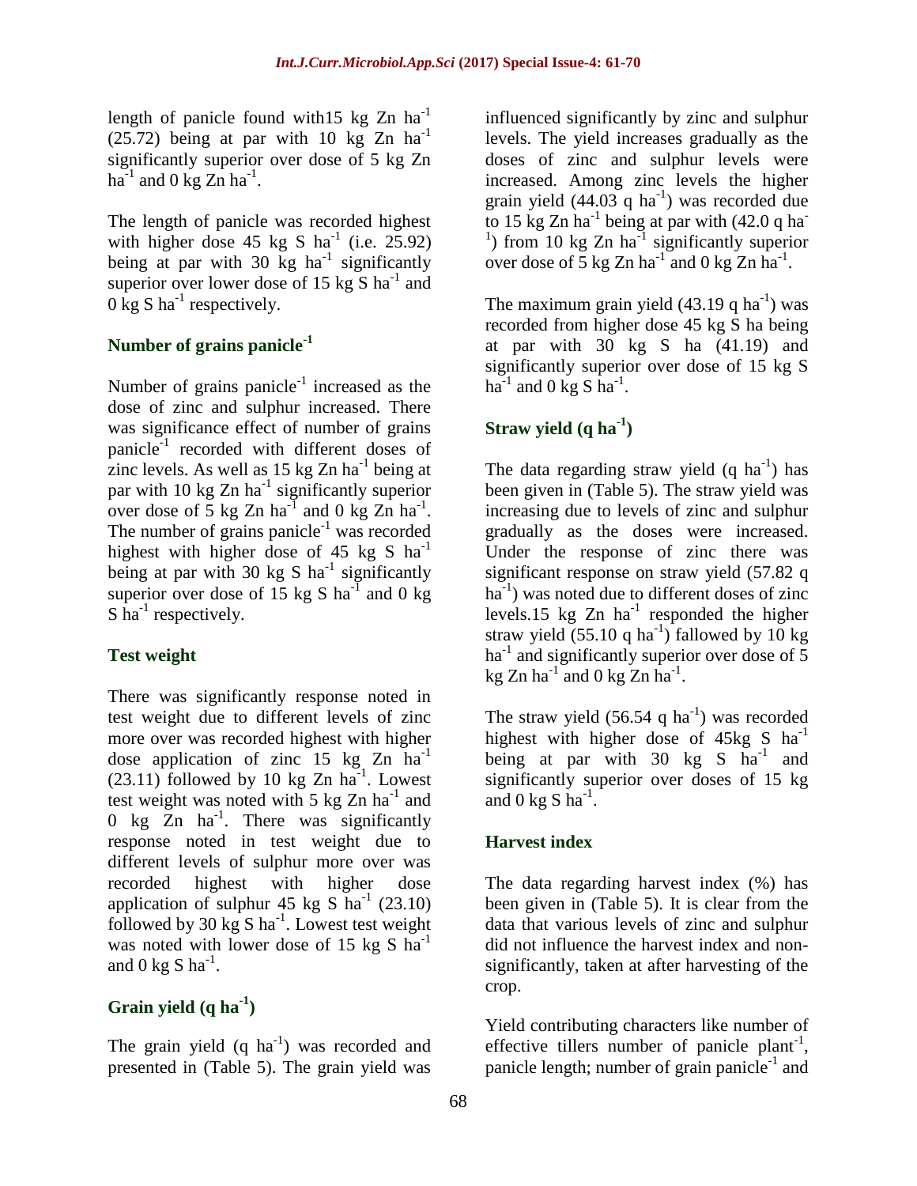length of panicle found with15 kg Zn $ha^{-1}$ (25.72) being at par with 10 kg Zn $ha^{-1}$ significantly superior over dose of 5 kg Zn $ha^{-1}$ and 0 kg Zn $ha^{-1}$.

The length of panicle was recorded highest with higher dose 45 kg S $ha^{-1}$ (i.e. 25.92) being at par with 30 kg $ha^{-1}$ significantly superior over lower dose of 15 kg S $ha^{-1}$ and 0 kg S $ha^{-1}$ respectively.

### Number of grains $panicle^{-1}$

Number of grains $panicle^{-1}$ increased as the dose of zinc and sulphur increased. There was significance effect of number of grains $panicle^{-1}$ recorded with different doses of zinc levels. As well as 15 kg Zn $ha^{-1}$ being at par with 10 kg Zn $ha^{-1}$ significantly superior over dose of 5 kg Zn $ha^{-1}$ and 0 kg Zn $ha^{-1}$. The number of grains $panicle^{-1}$ was recorded highest with higher dose of 45 kg S $ha^{-1}$ being at par with 30 kg S $ha^{-1}$ significantly superior over dose of 15 kg S $ha^{-1}$ and 0 kg S $ha^{-1}$ respectively.

### Test weight

There was significantly response noted in test weight due to different levels of zinc more over was recorded highest with higher dose application of zinc 15 kg Zn $ha^{-1}$ (23.11) followed by 10 kg Zn $ha^{-1}$. Lowest test weight was noted with 5 kg Zn $ha^{-1}$ and 0 kg Zn $ha^{-1}$. There was significantly response noted in test weight due to different levels of sulphur more over was recorded highest with higher dose application of sulphur 45 kg S $ha^{-1}$ (23.10) followed by 30 kg S $ha^{-1}$. Lowest test weight was noted with lower dose of 15 kg S $ha^{-1}$ and 0 kg S $ha^{-1}$.

### Grain yield (q $ha^{-1}$)

The grain yield (q $ha^{-1}$) was recorded and presented in (Table 5). The grain yield was influenced significantly by zinc and sulphur levels. The yield increases gradually as the doses of zinc and sulphur levels were increased. Among zinc levels the higher grain yield (44.03 q $ha^{-1}$) was recorded due to 15 kg Zn $ha^{-1}$ being at par with (42.0 q $ha^{-1}$) from 10 kg Zn $ha^{-1}$ significantly superior over dose of 5 kg Zn $ha^{-1}$ and 0 kg Zn $ha^{-1}$.

The maximum grain yield (43.19 q $ha^{-1}$) was recorded from higher dose 45 kg S ha being at par with 30 kg S ha (41.19) and significantly superior over dose of 15 kg S $ha^{-1}$ and 0 kg S $ha^{-1}$.

### Straw yield (q $ha^{-1}$)

The data regarding straw yield (q $ha^{-1}$) has been given in (Table 5). The straw yield was increasing due to levels of zinc and sulphur gradually as the doses were increased. Under the response of zinc there was significant response on straw yield (57.82 q $ha^{-1}$) was noted due to different doses of zinc levels.15 kg Zn $ha^{-1}$ responded the higher straw yield (55.10 q $ha^{-1}$) fallowed by 10 kg $ha^{-1}$ and significantly superior over dose of 5 kg Zn $ha^{-1}$ and 0 kg Zn $ha^{-1}$.

The straw yield (56.54 q $ha^{-1}$) was recorded highest with higher dose of 45kg S $ha^{-1}$ being at par with 30 kg S $ha^{-1}$ and significantly superior over doses of 15 kg and 0 kg S $ha^{-1}$.

### Harvest index

The data regarding harvest index (%) has been given in (Table 5). It is clear from the data that various levels of zinc and sulphur did not influence the harvest index and non-significantly, taken at after harvesting of the crop.

Yield contributing characters like number of effective tillers number of panicle $plant^{-1}$, panicle length; number of grain $panicle^{-1}$ and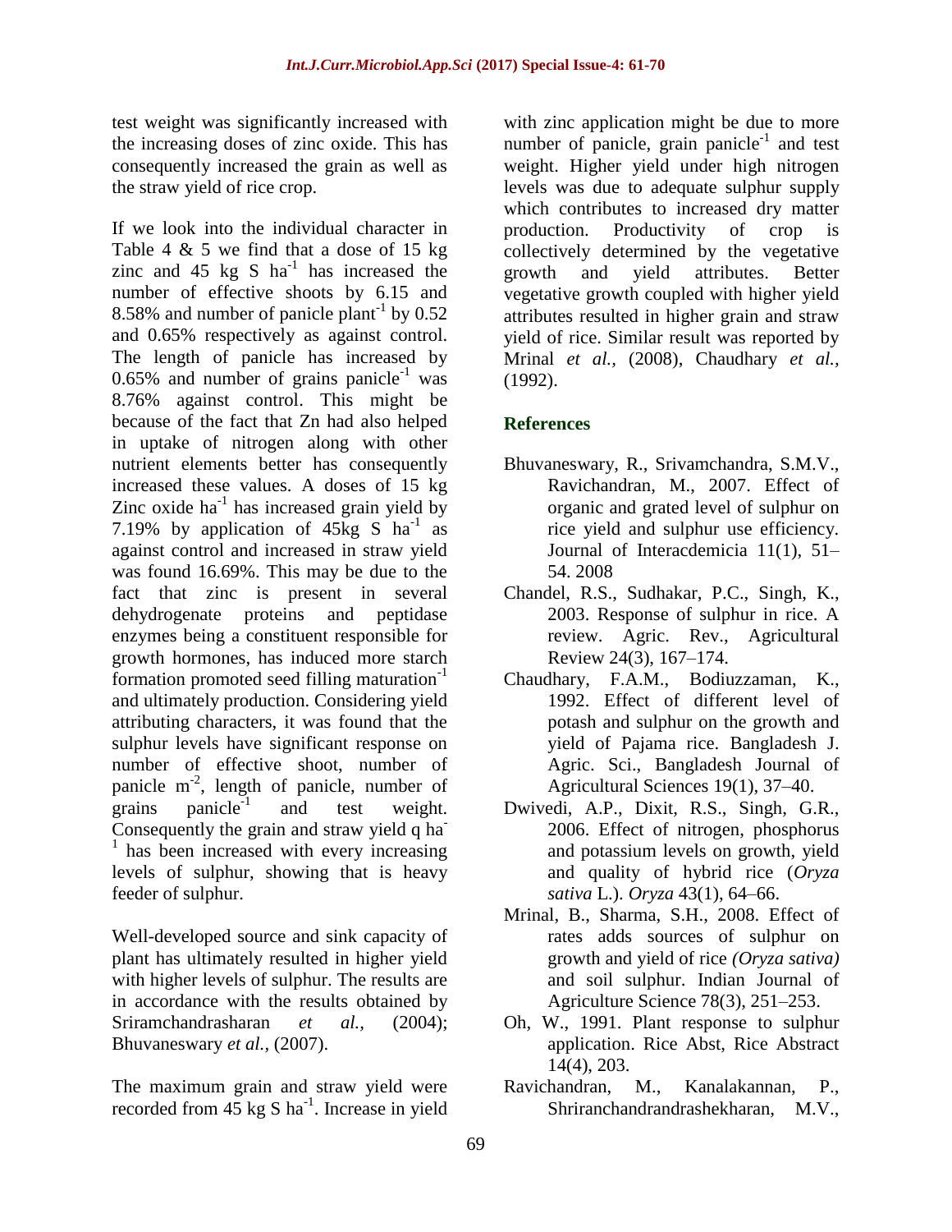test weight was significantly increased with the increasing doses of zinc oxide. This has consequently increased the grain as well as the straw yield of rice crop.

If we look into the individual character in Table 4 & 5 we find that a dose of 15 kg zinc and 45 kg S $ha^{-1}$ has increased the number of effective shoots by 6.15 and 8.58% and number of panicle $plant^{-1}$ by 0.52 and 0.65% respectively as against control. The length of panicle has increased by 0.65% and number of grains $panicle^{-1}$ was 8.76% against control. This might be because of the fact that Zn had also helped in uptake of nitrogen along with other nutrient elements better has consequently increased these values. A doses of 15 kg Zinc oxide $ha^{-1}$ has increased grain yield by 7.19% by application of 45kg S $ha^{-1}$ as against control and increased in straw yield was found 16.69%. This may be due to the fact that zinc is present in several dehydrogenate proteins and peptidase enzymes being a constituent responsible for growth hormones, has induced more starch formation promoted seed filling $maturation^{-1}$ and ultimately production. Considering yield attributing characters, it was found that the sulphur levels have significant response on number of effective shoot, number of panicle $m^{-2}$, length of panicle, number of grains $panicle^{-1}$ and test weight. Consequently the grain and straw yield q $ha^{-1}$ has been increased with every increasing levels of sulphur, showing that is heavy feeder of sulphur.

Well-developed source and sink capacity of plant has ultimately resulted in higher yield with higher levels of sulphur. The results are in accordance with the results obtained by Sriramchandrasharan *et al.,* (2004); Bhuvaneswary *et al.,* (2007).

The maximum grain and straw yield were recorded from 45 kg S $ha^{-1}$. Increase in yield with zinc application might be due to more number of panicle, grain $panicle^{-1}$ and test weight. Higher yield under high nitrogen levels was due to adequate sulphur supply which contributes to increased dry matter production. Productivity of crop is collectively determined by the vegetative growth and yield attributes. Better vegetative growth coupled with higher yield attributes resulted in higher grain and straw yield of rice. Similar result was reported by Mrinal *et al.,* (2008), Chaudhary *et al.,* (1992).

## References

- Bhuvaneswary, R., Srivamchandra, S.M.V., Ravichandran, M., 2007. Effect of organic and grated level of sulphur on rice yield and sulphur use efficiency. Journal of Interacdemicia 11(1), 51–54. 2008
- Chandel, R.S., Sudhakar, P.C., Singh, K., 2003. Response of sulphur in rice. A review. Agric. Rev., Agricultural Review 24(3), 167–174.
- Chaudhary, F.A.M., Bodiuzzaman, K., 1992. Effect of different level of potash and sulphur on the growth and yield of Pajama rice. Bangladesh J. Agric. Sci., Bangladesh Journal of Agricultural Sciences 19(1), 37–40.
- Dwivedi, A.P., Dixit, R.S., Singh, G.R., 2006. Effect of nitrogen, phosphorus and potassium levels on growth, yield and quality of hybrid rice (*Oryza sativa* L.). *Oryza* 43(1), 64–66.
- Mrinal, B., Sharma, S.H., 2008. Effect of rates adds sources of sulphur on growth and yield of rice *(Oryza sativa)* and soil sulphur. Indian Journal of Agriculture Science 78(3), 251–253.
- Oh, W., 1991. Plant response to sulphur application. Rice Abst, Rice Abstract 14(4), 203.
- Ravichandran, M., Kanalakannan, P., Shriranchandrandrashekharan, M.V.,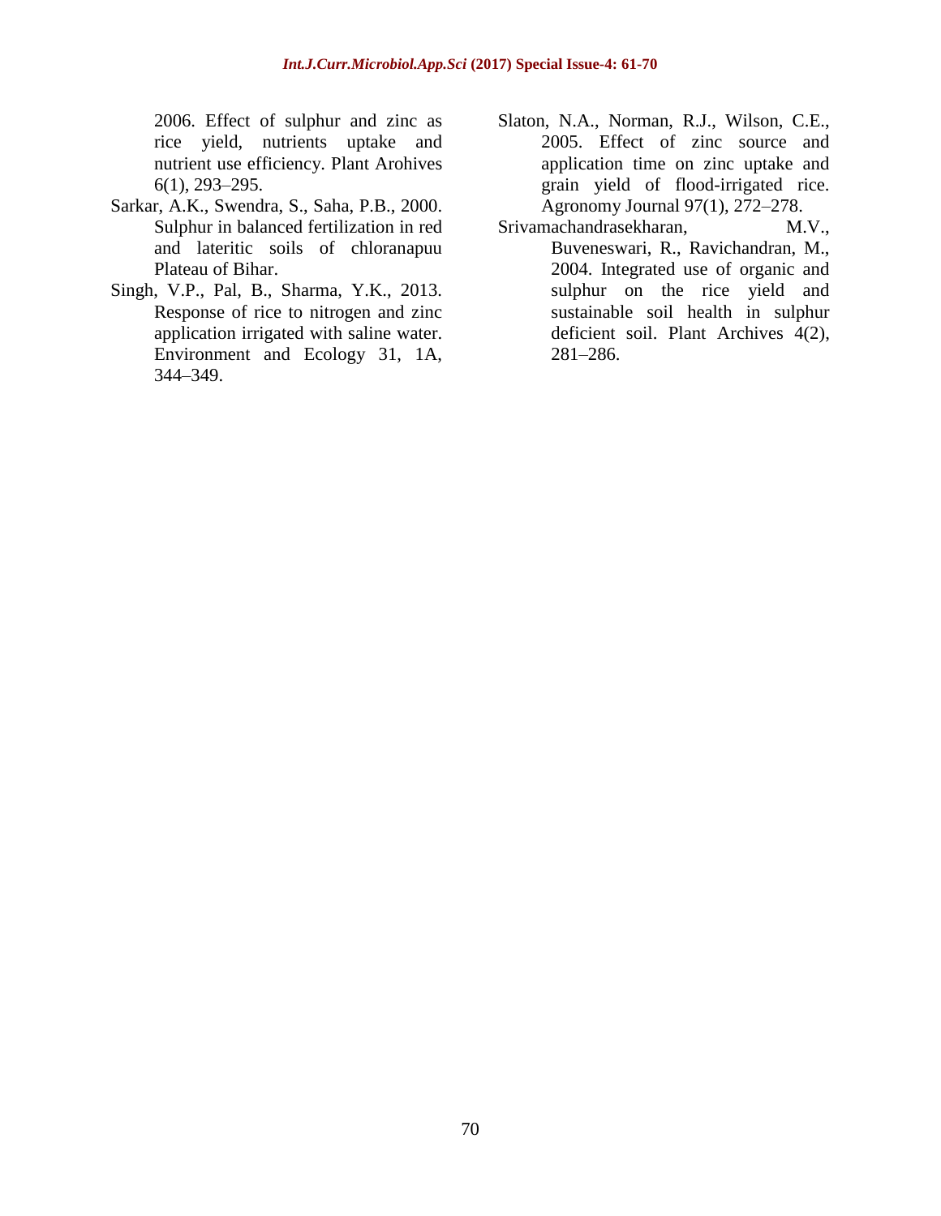2006. Effect of sulphur and zinc as rice yield, nutrients uptake and nutrient use efficiency. Plant Arohives 6(1), 293–295.

Sarkar, A.K., Swendra, S., Saha, P.B., 2000. Sulphur in balanced fertilization in red and lateritic soils of chloranapuu Plateau of Bihar.

Singh, V.P., Pal, B., Sharma, Y.K., 2013. Response of rice to nitrogen and zinc application irrigated with saline water. Environment and Ecology 31, 1A, 344–349.

Slaton, N.A., Norman, R.J., Wilson, C.E., 2005. Effect of zinc source and application time on zinc uptake and grain yield of flood-irrigated rice. Agronomy Journal 97(1), 272–278.

Srivamachandrasekharan, M.V., Buveneswari, R., Ravichandran, M., 2004. Integrated use of organic and sulphur on the rice yield and sustainable soil health in sulphur deficient soil. Plant Archives 4(2), 281–286.